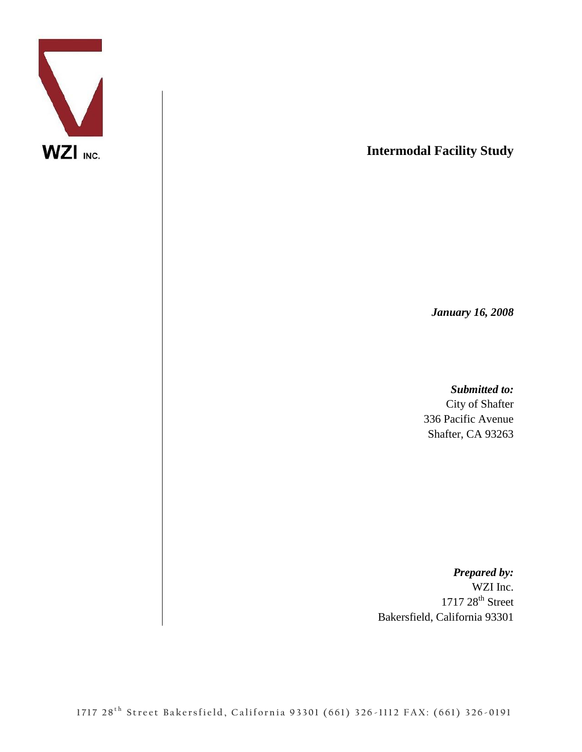WZI INC.

# Intermodal Facility Study

***January 16, 2008***

***Submitted to:***
City of Shafter
336 Pacific Avenue
Shafter, CA 93263

***Prepared by:***
WZI Inc.
1717 28th Street
Bakersfield, California 93301

1717 28th Street Bakersfield, California 93301 (661) 326-1112 FAX: (661) 326-0191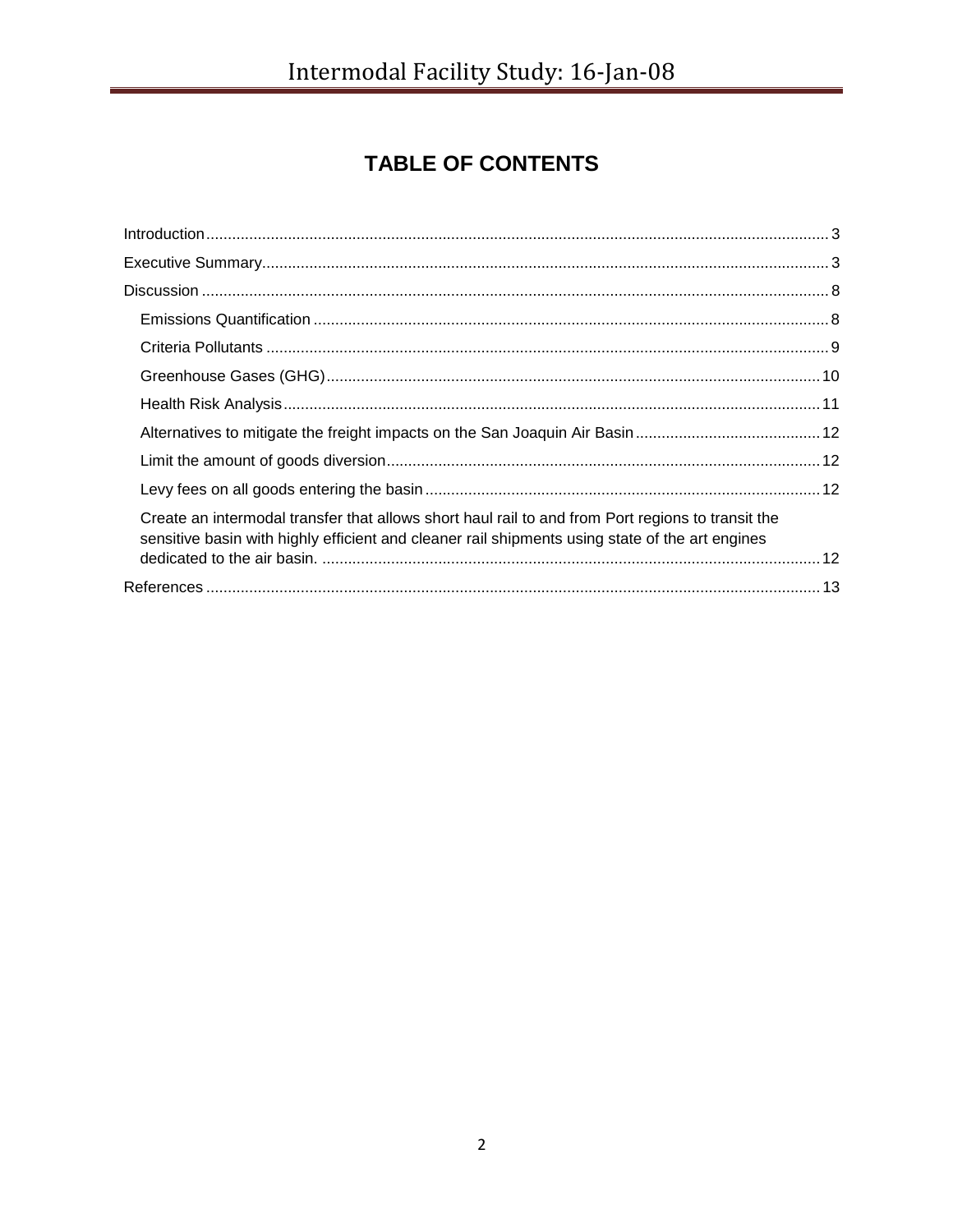# TABLE OF CONTENTS

Introduction ........................................................................................................ 3

Executive Summary................................................................................................ 3

Discussion ............................................................................................................ 8

- Emissions Quantification .................................................................................. 8
- Criteria Pollutants ............................................................................................ 9
- Greenhouse Gases (GHG).................................................................................. 10
- Health Risk Analysis.......................................................................................... 11
- Alternatives to mitigate the freight impacts on the San Joaquin Air Basin.......................... 12
- Limit the amount of goods diversion.................................................................... 12
- Levy fees on all goods entering the basin ............................................................ 12
- Create an intermodal transfer that allows short haul rail to and from Port regions to transit the sensitive basin with highly efficient and cleaner rail shipments using state of the art engines dedicated to the air basin. ................................................................................ 12

References ........................................................................................................... 13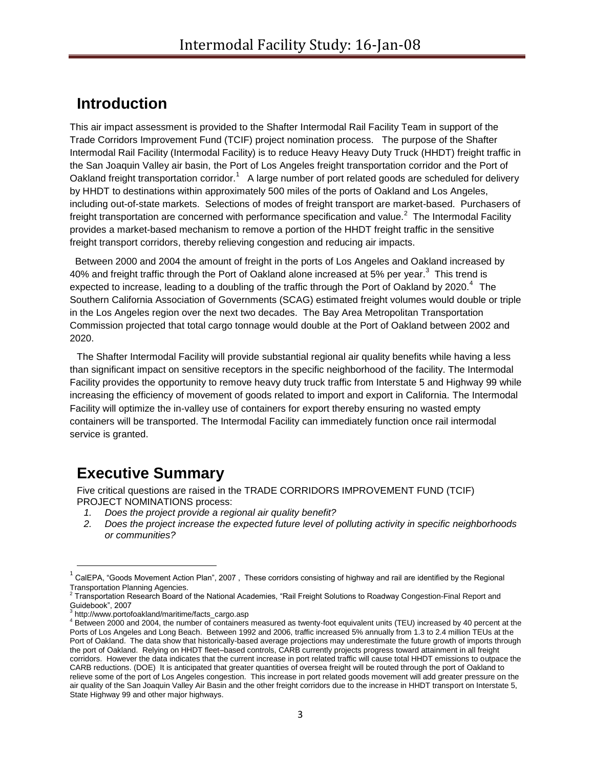## Introduction

This air impact assessment is provided to the Shafter Intermodal Rail Facility Team in support of the Trade Corridors Improvement Fund (TCIF) project nomination process. The purpose of the Shafter Intermodal Rail Facility (Intermodal Facility) is to reduce Heavy Heavy Duty Truck (HHDT) freight traffic in the San Joaquin Valley air basin, the Port of Los Angeles freight transportation corridor and the Port of Oakland freight transportation corridor.[1] A large number of port related goods are scheduled for delivery by HHDT to destinations within approximately 500 miles of the ports of Oakland and Los Angeles, including out-of-state markets. Selections of modes of freight transport are market-based. Purchasers of freight transportation are concerned with performance specification and value.[2] The Intermodal Facility provides a market-based mechanism to remove a portion of the HHDT freight traffic in the sensitive freight transport corridors, thereby relieving congestion and reducing air impacts.

Between 2000 and 2004 the amount of freight in the ports of Los Angeles and Oakland increased by 40% and freight traffic through the Port of Oakland alone increased at 5% per year.[3] This trend is expected to increase, leading to a doubling of the traffic through the Port of Oakland by 2020.[4] The Southern California Association of Governments (SCAG) estimated freight volumes would double or triple in the Los Angeles region over the next two decades. The Bay Area Metropolitan Transportation Commission projected that total cargo tonnage would double at the Port of Oakland between 2002 and 2020.

The Shafter Intermodal Facility will provide substantial regional air quality benefits while having a less than significant impact on sensitive receptors in the specific neighborhood of the facility. The Intermodal Facility provides the opportunity to remove heavy duty truck traffic from Interstate 5 and Highway 99 while increasing the efficiency of movement of goods related to import and export in California. The Intermodal Facility will optimize the in-valley use of containers for export thereby ensuring no wasted empty containers will be transported. The Intermodal Facility can immediately function once rail intermodal service is granted.

## Executive Summary

Five critical questions are raised in the TRADE CORRIDORS IMPROVEMENT FUND (TCIF) PROJECT NOMINATIONS process:

1. *Does the project provide a regional air quality benefit?*
2. *Does the project increase the expected future level of polluting activity in specific neighborhoods or communities?*

---

[1] CalEPA, "Goods Movement Action Plan", 2007 , These corridors consisting of highway and rail are identified by the Regional Transportation Planning Agencies.

[2] Transportation Research Board of the National Academies, "Rail Freight Solutions to Roadway Congestion-Final Report and Guidebook", 2007

[3] http://www.portofoakland/maritime/facts_cargo.asp

[4] Between 2000 and 2004, the number of containers measured as twenty-foot equivalent units (TEU) increased by 40 percent at the Ports of Los Angeles and Long Beach. Between 1992 and 2006, traffic increased 5% annually from 1.3 to 2.4 million TEUs at the Port of Oakland. The data show that historically-based average projections may underestimate the future growth of imports through the port of Oakland. Relying on HHDT fleet–based controls, CARB currently projects progress toward attainment in all freight corridors. However the data indicates that the current increase in port related traffic will cause total HHDT emissions to outpace the CARB reductions. (DOE) It is anticipated that greater quantities of oversea freight will be routed through the port of Oakland to relieve some of the port of Los Angeles congestion. This increase in port related goods movement will add greater pressure on the air quality of the San Joaquin Valley Air Basin and the other freight corridors due to the increase in HHDT transport on Interstate 5, State Highway 99 and other major highways.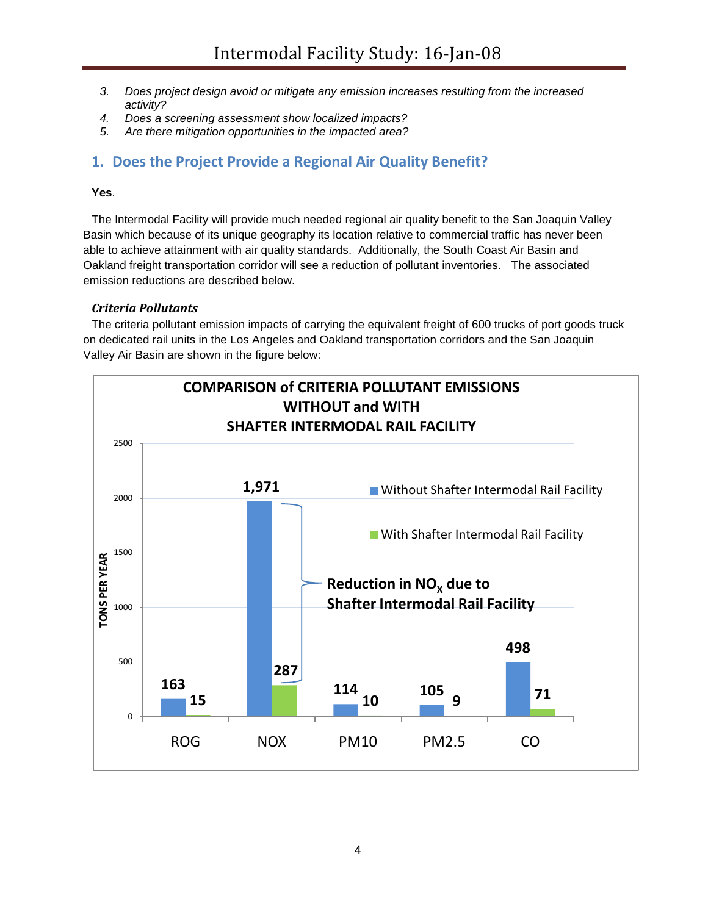3. *Does project design avoid or mitigate any emission increases resulting from the increased activity?*
4. *Does a screening assessment show localized impacts?*
5. *Are there mitigation opportunities in the impacted area?*

## 1. Does the Project Provide a Regional Air Quality Benefit?

**Yes**.

The Intermodal Facility will provide much needed regional air quality benefit to the San Joaquin Valley Basin which because of its unique geography its location relative to commercial traffic has never been able to achieve attainment with air quality standards. Additionally, the South Coast Air Basin and Oakland freight transportation corridor will see a reduction of pollutant inventories. The associated emission reductions are described below.

### *Criteria Pollutants*

The criteria pollutant emission impacts of carrying the equivalent freight of 600 trucks of port goods truck on dedicated rail units in the Los Angeles and Oakland transportation corridors and the San Joaquin Valley Air Basin are shown in the figure below:

**COMPARISON of CRITERIA POLLUTANT EMISSIONS WITHOUT and WITH SHAFTER INTERMODAL RAIL FACILITY**

| TONS PER YEAR | ROG | NOX | PM10 | PM2.5 | CO |
|---|---|---|---|---|---|
| Without Shafter Intermodal Rail Facility | 163 | 1,971 | 114 | 105 | 498 |
| With Shafter Intermodal Rail Facility | 15 | 287 | 10 | 9 | 71 |

Reduction in $NO_X$ due to Shafter Intermodal Rail Facility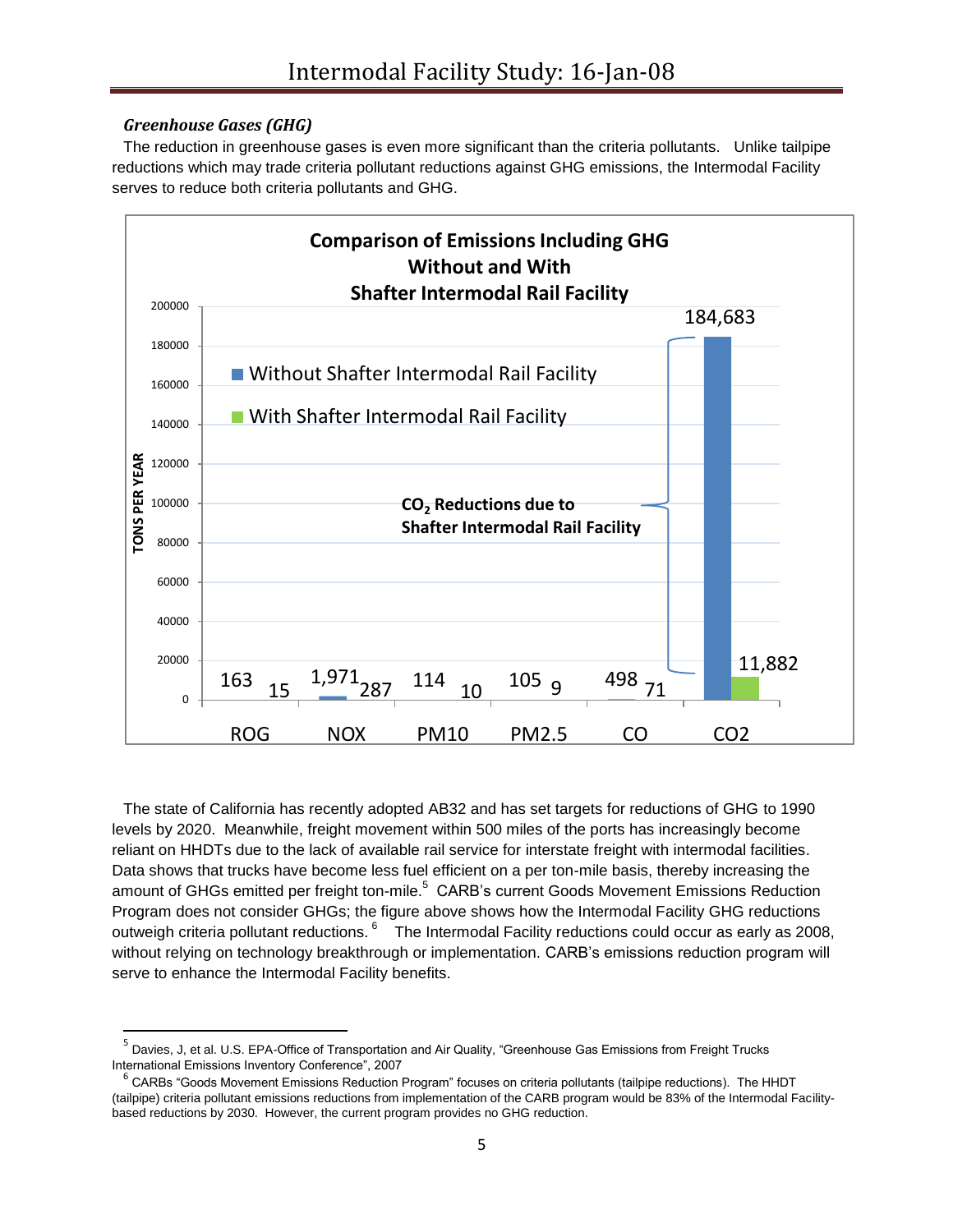### *Greenhouse Gases (GHG)*

The reduction in greenhouse gases is even more significant than the criteria pollutants. Unlike tailpipe reductions which may trade criteria pollutant reductions against GHG emissions, the Intermodal Facility serves to reduce both criteria pollutants and GHG.

**Comparison of Emissions Including GHG Without and With Shafter Intermodal Rail Facility**

| | ROG | NOX | PM10 | PM2.5 | CO | CO2 |
|---|---|---|---|---|---|---|
| Without Shafter Intermodal Rail Facility | 163 | 1,971 | 114 | 105 | 498 | 184,683 |
| With Shafter Intermodal Rail Facility | 15 | 287 | 10 | 9 | 71 | 11,882 |

TONS PER YEAR

$CO_2$ Reductions due to Shafter Intermodal Rail Facility

The state of California has recently adopted AB32 and has set targets for reductions of GHG to 1990 levels by 2020. Meanwhile, freight movement within 500 miles of the ports has increasingly become reliant on HHDTs due to the lack of available rail service for interstate freight with intermodal facilities. Data shows that trucks have become less fuel efficient on a per ton-mile basis, thereby increasing the amount of GHGs emitted per freight ton-mile.[5] CARB's current Goods Movement Emissions Reduction Program does not consider GHGs; the figure above shows how the Intermodal Facility GHG reductions outweigh criteria pollutant reductions.[6] The Intermodal Facility reductions could occur as early as 2008, without relying on technology breakthrough or implementation. CARB's emissions reduction program will serve to enhance the Intermodal Facility benefits.

---

[5] Davies, J, et al. U.S. EPA-Office of Transportation and Air Quality, "Greenhouse Gas Emissions from Freight Trucks International Emissions Inventory Conference", 2007

[6] CARBs "Goods Movement Emissions Reduction Program" focuses on criteria pollutants (tailpipe reductions). The HHDT (tailpipe) criteria pollutant emissions reductions from implementation of the CARB program would be 83% of the Intermodal Facility-based reductions by 2030. However, the current program provides no GHG reduction.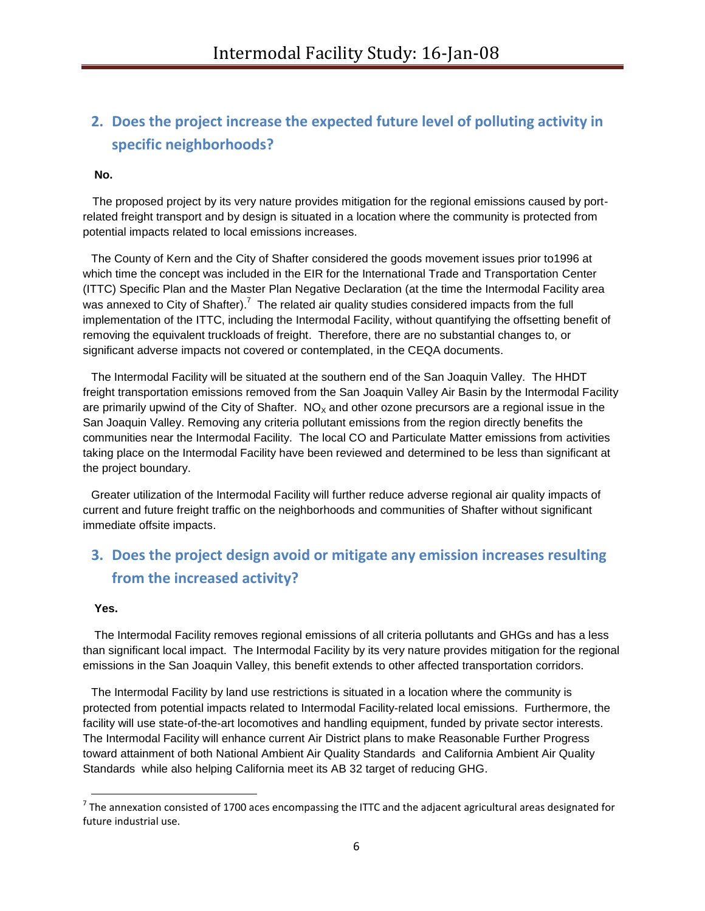## 2. Does the project increase the expected future level of polluting activity in specific neighborhoods?

**No.**

The proposed project by its very nature provides mitigation for the regional emissions caused by port-related freight transport and by design is situated in a location where the community is protected from potential impacts related to local emissions increases.

The County of Kern and the City of Shafter considered the goods movement issues prior to1996 at which time the concept was included in the EIR for the International Trade and Transportation Center (ITTC) Specific Plan and the Master Plan Negative Declaration (at the time the Intermodal Facility area was annexed to City of Shafter).[7] The related air quality studies considered impacts from the full implementation of the ITTC, including the Intermodal Facility, without quantifying the offsetting benefit of removing the equivalent truckloads of freight. Therefore, there are no substantial changes to, or significant adverse impacts not covered or contemplated, in the CEQA documents.

The Intermodal Facility will be situated at the southern end of the San Joaquin Valley. The HHDT freight transportation emissions removed from the San Joaquin Valley Air Basin by the Intermodal Facility are primarily upwind of the City of Shafter. $NO_X$ and other ozone precursors are a regional issue in the San Joaquin Valley. Removing any criteria pollutant emissions from the region directly benefits the communities near the Intermodal Facility. The local CO and Particulate Matter emissions from activities taking place on the Intermodal Facility have been reviewed and determined to be less than significant at the project boundary.

Greater utilization of the Intermodal Facility will further reduce adverse regional air quality impacts of current and future freight traffic on the neighborhoods and communities of Shafter without significant immediate offsite impacts.

## 3. Does the project design avoid or mitigate any emission increases resulting from the increased activity?

**Yes.**

The Intermodal Facility removes regional emissions of all criteria pollutants and GHGs and has a less than significant local impact. The Intermodal Facility by its very nature provides mitigation for the regional emissions in the San Joaquin Valley, this benefit extends to other affected transportation corridors.

The Intermodal Facility by land use restrictions is situated in a location where the community is protected from potential impacts related to Intermodal Facility-related local emissions. Furthermore, the facility will use state-of-the-art locomotives and handling equipment, funded by private sector interests. The Intermodal Facility will enhance current Air District plans to make Reasonable Further Progress toward attainment of both National Ambient Air Quality Standards and California Ambient Air Quality Standards while also helping California meet its AB 32 target of reducing GHG.

---

[7] The annexation consisted of 1700 aces encompassing the ITTC and the adjacent agricultural areas designated for future industrial use.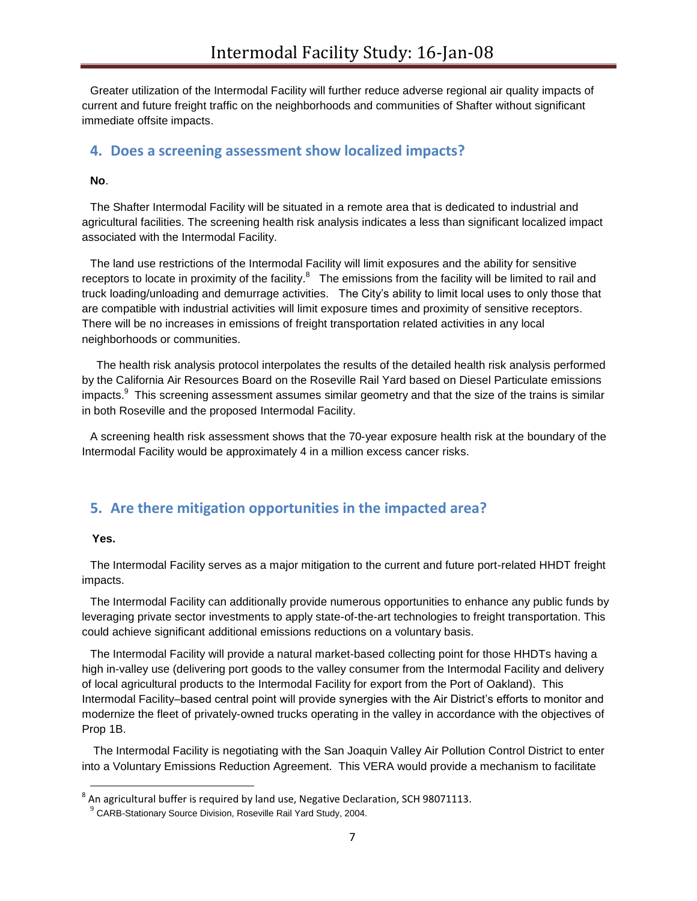Greater utilization of the Intermodal Facility will further reduce adverse regional air quality impacts of current and future freight traffic on the neighborhoods and communities of Shafter without significant immediate offsite impacts.

## 4. Does a screening assessment show localized impacts?

**No**.

The Shafter Intermodal Facility will be situated in a remote area that is dedicated to industrial and agricultural facilities. The screening health risk analysis indicates a less than significant localized impact associated with the Intermodal Facility.

The land use restrictions of the Intermodal Facility will limit exposures and the ability for sensitive receptors to locate in proximity of the facility.[8] The emissions from the facility will be limited to rail and truck loading/unloading and demurrage activities. The City's ability to limit local uses to only those that are compatible with industrial activities will limit exposure times and proximity of sensitive receptors. There will be no increases in emissions of freight transportation related activities in any local neighborhoods or communities.

The health risk analysis protocol interpolates the results of the detailed health risk analysis performed by the California Air Resources Board on the Roseville Rail Yard based on Diesel Particulate emissions impacts.[9] This screening assessment assumes similar geometry and that the size of the trains is similar in both Roseville and the proposed Intermodal Facility.

A screening health risk assessment shows that the 70-year exposure health risk at the boundary of the Intermodal Facility would be approximately 4 in a million excess cancer risks.

## 5. Are there mitigation opportunities in the impacted area?

**Yes.**

The Intermodal Facility serves as a major mitigation to the current and future port-related HHDT freight impacts.

The Intermodal Facility can additionally provide numerous opportunities to enhance any public funds by leveraging private sector investments to apply state-of-the-art technologies to freight transportation. This could achieve significant additional emissions reductions on a voluntary basis.

The Intermodal Facility will provide a natural market-based collecting point for those HHDTs having a high in-valley use (delivering port goods to the valley consumer from the Intermodal Facility and delivery of local agricultural products to the Intermodal Facility for export from the Port of Oakland). This Intermodal Facility–based central point will provide synergies with the Air District's efforts to monitor and modernize the fleet of privately-owned trucks operating in the valley in accordance with the objectives of Prop 1B.

The Intermodal Facility is negotiating with the San Joaquin Valley Air Pollution Control District to enter into a Voluntary Emissions Reduction Agreement. This VERA would provide a mechanism to facilitate

---

[8] An agricultural buffer is required by land use, Negative Declaration, SCH 98071113.

[9] CARB-Stationary Source Division, Roseville Rail Yard Study, 2004.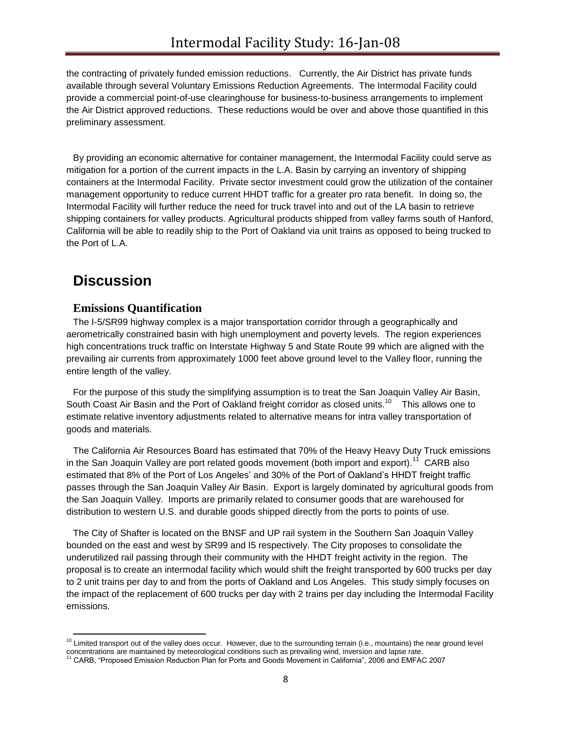the contracting of privately funded emission reductions. Currently, the Air District has private funds available through several Voluntary Emissions Reduction Agreements. The Intermodal Facility could provide a commercial point-of-use clearinghouse for business-to-business arrangements to implement the Air District approved reductions. These reductions would be over and above those quantified in this preliminary assessment.

By providing an economic alternative for container management, the Intermodal Facility could serve as mitigation for a portion of the current impacts in the L.A. Basin by carrying an inventory of shipping containers at the Intermodal Facility. Private sector investment could grow the utilization of the container management opportunity to reduce current HHDT traffic for a greater pro rata benefit. In doing so, the Intermodal Facility will further reduce the need for truck travel into and out of the LA basin to retrieve shipping containers for valley products. Agricultural products shipped from valley farms south of Hanford, California will be able to readily ship to the Port of Oakland via unit trains as opposed to being trucked to the Port of L.A.

# Discussion

## Emissions Quantification

The I-5/SR99 highway complex is a major transportation corridor through a geographically and aerometrically constrained basin with high unemployment and poverty levels. The region experiences high concentrations truck traffic on Interstate Highway 5 and State Route 99 which are aligned with the prevailing air currents from approximately 1000 feet above ground level to the Valley floor, running the entire length of the valley.

For the purpose of this study the simplifying assumption is to treat the San Joaquin Valley Air Basin, South Coast Air Basin and the Port of Oakland freight corridor as closed units.[10] This allows one to estimate relative inventory adjustments related to alternative means for intra valley transportation of goods and materials.

The California Air Resources Board has estimated that 70% of the Heavy Heavy Duty Truck emissions in the San Joaquin Valley are port related goods movement (both import and export).[11] CARB also estimated that 8% of the Port of Los Angeles' and 30% of the Port of Oakland's HHDT freight traffic passes through the San Joaquin Valley Air Basin. Export is largely dominated by agricultural goods from the San Joaquin Valley. Imports are primarily related to consumer goods that are warehoused for distribution to western U.S. and durable goods shipped directly from the ports to points of use.

The City of Shafter is located on the BNSF and UP rail system in the Southern San Joaquin Valley bounded on the east and west by SR99 and I5 respectively. The City proposes to consolidate the underutilized rail passing through their community with the HHDT freight activity in the region. The proposal is to create an intermodal facility which would shift the freight transported by 600 trucks per day to 2 unit trains per day to and from the ports of Oakland and Los Angeles. This study simply focuses on the impact of the replacement of 600 trucks per day with 2 trains per day including the Intermodal Facility emissions.

[10] Limited transport out of the valley does occur. However, due to the surrounding terrain (i.e., mountains) the near ground level concentrations are maintained by meteorological conditions such as prevailing wind, inversion and lapse rate.

[11] CARB, "Proposed Emission Reduction Plan for Ports and Goods Movement in California", 2006 and EMFAC 2007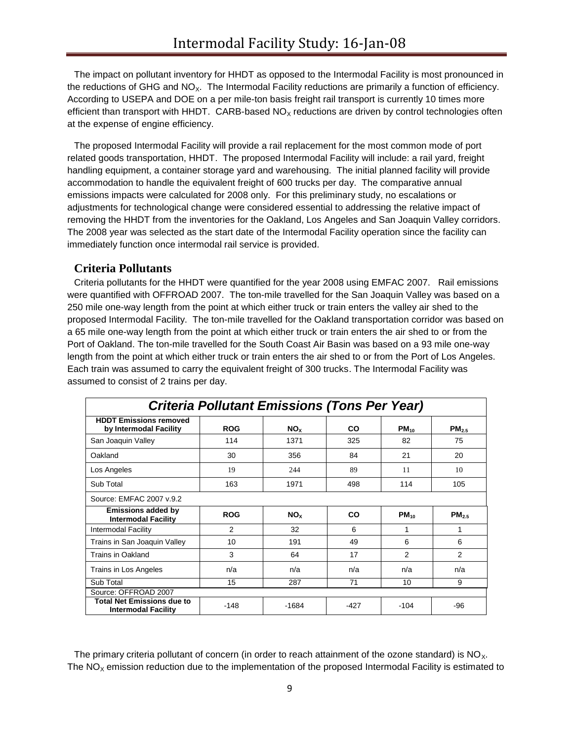The impact on pollutant inventory for HHDT as opposed to the Intermodal Facility is most pronounced in the reductions of GHG and $NO_X$. The Intermodal Facility reductions are primarily a function of efficiency. According to USEPA and DOE on a per mile-ton basis freight rail transport is currently 10 times more efficient than transport with HHDT. CARB-based $NO_X$ reductions are driven by control technologies often at the expense of engine efficiency.

The proposed Intermodal Facility will provide a rail replacement for the most common mode of port related goods transportation, HHDT. The proposed Intermodal Facility will include: a rail yard, freight handling equipment, a container storage yard and warehousing. The initial planned facility will provide accommodation to handle the equivalent freight of 600 trucks per day. The comparative annual emissions impacts were calculated for 2008 only. For this preliminary study, no escalations or adjustments for technological change were considered essential to addressing the relative impact of removing the HHDT from the inventories for the Oakland, Los Angeles and San Joaquin Valley corridors. The 2008 year was selected as the start date of the Intermodal Facility operation since the facility can immediately function once intermodal rail service is provided.

## Criteria Pollutants

Criteria pollutants for the HHDT were quantified for the year 2008 using EMFAC 2007. Rail emissions were quantified with OFFROAD 2007. The ton-mile travelled for the San Joaquin Valley was based on a 250 mile one-way length from the point at which either truck or train enters the valley air shed to the proposed Intermodal Facility. The ton-mile travelled for the Oakland transportation corridor was based on a 65 mile one-way length from the point at which either truck or train enters the air shed to or from the Port of Oakland. The ton-mile travelled for the South Coast Air Basin was based on a 93 mile one-way length from the point at which either truck or train enters the air shed to or from the Port of Los Angeles. Each train was assumed to carry the equivalent freight of 300 trucks. The Intermodal Facility was assumed to consist of 2 trains per day.

***Criteria Pollutant Emissions (Tons Per Year)***

| HDDT Emissions removed by Intermodal Facility | ROG | $NO_X$ | CO | $PM_{10}$ | $PM_{2.5}$ |
|---|---|---|---|---|---|
| San Joaquin Valley | 114 | 1371 | 325 | 82 | 75 |
| Oakland | 30 | 356 | 84 | 21 | 20 |
| Los Angeles | 19 | 244 | 89 | 11 | 10 |
| Sub Total | 163 | 1971 | 498 | 114 | 105 |
| Source: EMFAC 2007 v.9.2 | | | | | |
| **Emissions added by Intermodal Facility** | **ROG** | **$NO_X$** | **CO** | **$PM_{10}$** | **$PM_{2.5}$** |
| Intermodal Facility | 2 | 32 | 6 | 1 | 1 |
| Trains in San Joaquin Valley | 10 | 191 | 49 | 6 | 6 |
| Trains in Oakland | 3 | 64 | 17 | 2 | 2 |
| Trains in Los Angeles | n/a | n/a | n/a | n/a | n/a |
| Sub Total | 15 | 287 | 71 | 10 | 9 |
| Source: OFFROAD 2007 | | | | | |
| **Total Net Emissions due to Intermodal Facility** | -148 | -1684 | -427 | -104 | -96 |

The primary criteria pollutant of concern (in order to reach attainment of the ozone standard) is $NO_X$. The $NO_X$ emission reduction due to the implementation of the proposed Intermodal Facility is estimated to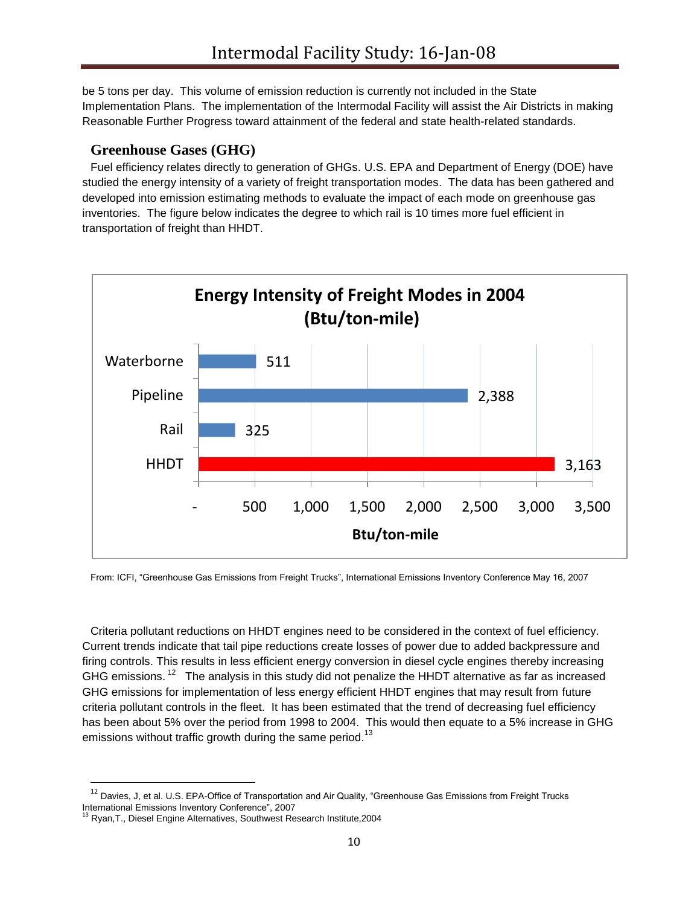be 5 tons per day. This volume of emission reduction is currently not included in the State Implementation Plans. The implementation of the Intermodal Facility will assist the Air Districts in making Reasonable Further Progress toward attainment of the federal and state health-related standards.

## Greenhouse Gases (GHG)

Fuel efficiency relates directly to generation of GHGs. U.S. EPA and Department of Energy (DOE) have studied the energy intensity of a variety of freight transportation modes. The data has been gathered and developed into emission estimating methods to evaluate the impact of each mode on greenhouse gas inventories. The figure below indicates the degree to which rail is 10 times more fuel efficient in transportation of freight than HHDT.

**Energy Intensity of Freight Modes in 2004 (Btu/ton-mile)**

| Mode | Btu/ton-mile |
|---|---|
| Waterborne | 511 |
| Pipeline | 2,388 |
| Rail | 325 |
| HHDT | 3,163 |

From: ICFI, "Greenhouse Gas Emissions from Freight Trucks", International Emissions Inventory Conference May 16, 2007

Criteria pollutant reductions on HHDT engines need to be considered in the context of fuel efficiency. Current trends indicate that tail pipe reductions create losses of power due to added backpressure and firing controls. This results in less efficient energy conversion in diesel cycle engines thereby increasing GHG emissions. [12] The analysis in this study did not penalize the HHDT alternative as far as increased GHG emissions for implementation of less energy efficient HHDT engines that may result from future criteria pollutant controls in the fleet. It has been estimated that the trend of decreasing fuel efficiency has been about 5% over the period from 1998 to 2004. This would then equate to a 5% increase in GHG emissions without traffic growth during the same period.[13]

---

[12] Davies, J, et al. U.S. EPA-Office of Transportation and Air Quality, "Greenhouse Gas Emissions from Freight Trucks International Emissions Inventory Conference", 2007

[13] Ryan,T., Diesel Engine Alternatives, Southwest Research Institute,2004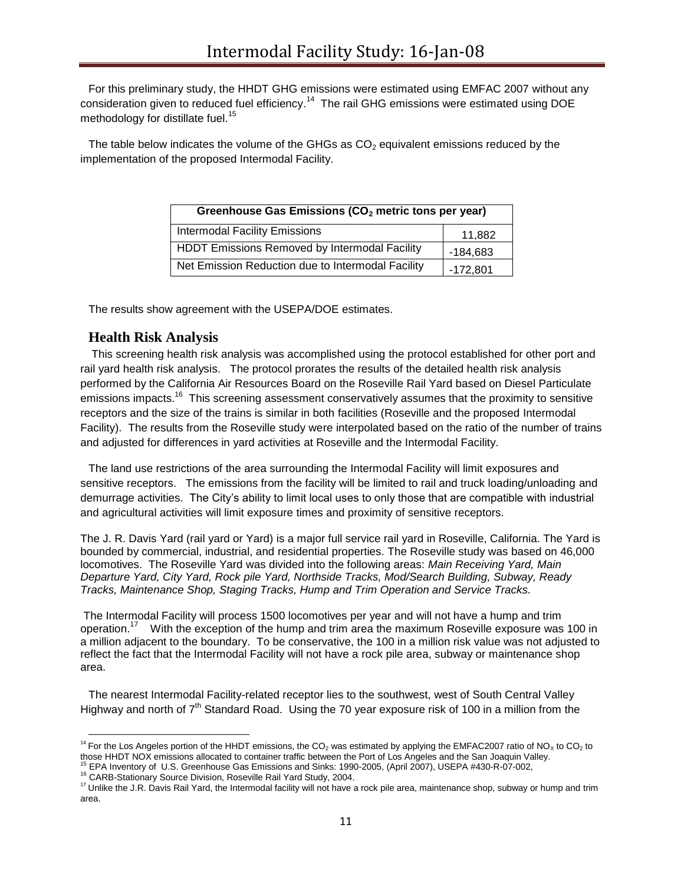For this preliminary study, the HHDT GHG emissions were estimated using EMFAC 2007 without any consideration given to reduced fuel efficiency.[14] The rail GHG emissions were estimated using DOE methodology for distillate fuel.[15]

The table below indicates the volume of the GHGs as $CO_2$ equivalent emissions reduced by the implementation of the proposed Intermodal Facility.

| Greenhouse Gas Emissions ($CO_2$ metric tons per year) | |
|---|---|
| Intermodal Facility Emissions | 11,882 |
| HDDT Emissions Removed by Intermodal Facility | -184,683 |
| Net Emission Reduction due to Intermodal Facility | -172,801 |

The results show agreement with the USEPA/DOE estimates.

## Health Risk Analysis

This screening health risk analysis was accomplished using the protocol established for other port and rail yard health risk analysis. The protocol prorates the results of the detailed health risk analysis performed by the California Air Resources Board on the Roseville Rail Yard based on Diesel Particulate emissions impacts.[16] This screening assessment conservatively assumes that the proximity to sensitive receptors and the size of the trains is similar in both facilities (Roseville and the proposed Intermodal Facility). The results from the Roseville study were interpolated based on the ratio of the number of trains and adjusted for differences in yard activities at Roseville and the Intermodal Facility.

The land use restrictions of the area surrounding the Intermodal Facility will limit exposures and sensitive receptors. The emissions from the facility will be limited to rail and truck loading/unloading and demurrage activities. The City's ability to limit local uses to only those that are compatible with industrial and agricultural activities will limit exposure times and proximity of sensitive receptors.

The J. R. Davis Yard (rail yard or Yard) is a major full service rail yard in Roseville, California. The Yard is bounded by commercial, industrial, and residential properties. The Roseville study was based on 46,000 locomotives. The Roseville Yard was divided into the following areas: *Main Receiving Yard, Main Departure Yard, City Yard, Rock pile Yard, Northside Tracks, Mod/Search Building, Subway, Ready Tracks, Maintenance Shop, Staging Tracks, Hump and Trim Operation and Service Tracks.*

The Intermodal Facility will process 1500 locomotives per year and will not have a hump and trim operation.[17] With the exception of the hump and trim area the maximum Roseville exposure was 100 in a million adjacent to the boundary. To be conservative, the 100 in a million risk value was not adjusted to reflect the fact that the Intermodal Facility will not have a rock pile area, subway or maintenance shop area.

The nearest Intermodal Facility-related receptor lies to the southwest, west of South Central Valley Highway and north of 7th Standard Road. Using the 70 year exposure risk of 100 in a million from the

---

[14] For the Los Angeles portion of the HHDT emissions, the $CO_2$ was estimated by applying the EMFAC2007 ratio of $NO_x$ to $CO_2$ to those HHDT NOX emissions allocated to container traffic between the Port of Los Angeles and the San Joaquin Valley.

[15] EPA Inventory of U.S. Greenhouse Gas Emissions and Sinks: 1990-2005, (April 2007), USEPA #430-R-07-002,

[16] CARB-Stationary Source Division, Roseville Rail Yard Study, 2004.

[17] Unlike the J.R. Davis Rail Yard, the Intermodal facility will not have a rock pile area, maintenance shop, subway or hump and trim area.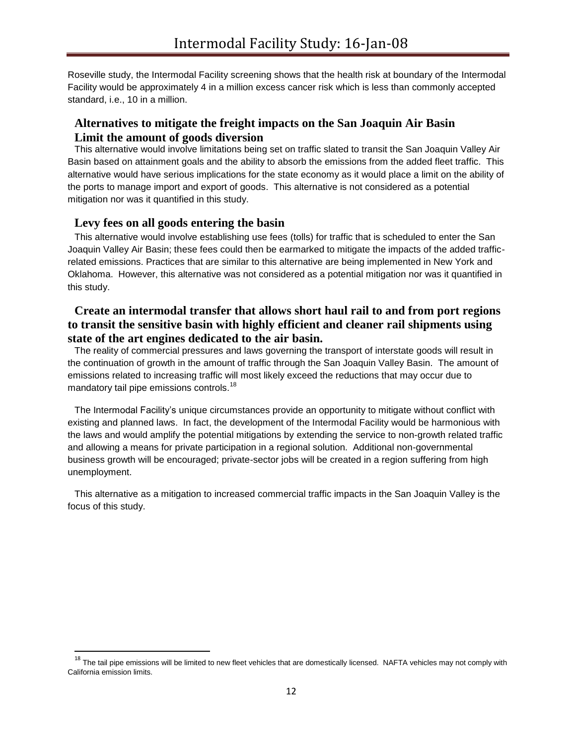Roseville study, the Intermodal Facility screening shows that the health risk at boundary of the Intermodal Facility would be approximately 4 in a million excess cancer risk which is less than commonly accepted standard, i.e., 10 in a million.

## Alternatives to mitigate the freight impacts on the San Joaquin Air Basin

## Limit the amount of goods diversion

This alternative would involve limitations being set on traffic slated to transit the San Joaquin Valley Air Basin based on attainment goals and the ability to absorb the emissions from the added fleet traffic. This alternative would have serious implications for the state economy as it would place a limit on the ability of the ports to manage import and export of goods. This alternative is not considered as a potential mitigation nor was it quantified in this study.

## Levy fees on all goods entering the basin

This alternative would involve establishing use fees (tolls) for traffic that is scheduled to enter the San Joaquin Valley Air Basin; these fees could then be earmarked to mitigate the impacts of the added traffic-related emissions. Practices that are similar to this alternative are being implemented in New York and Oklahoma. However, this alternative was not considered as a potential mitigation nor was it quantified in this study.

## Create an intermodal transfer that allows short haul rail to and from port regions to transit the sensitive basin with highly efficient and cleaner rail shipments using state of the art engines dedicated to the air basin.

The reality of commercial pressures and laws governing the transport of interstate goods will result in the continuation of growth in the amount of traffic through the San Joaquin Valley Basin. The amount of emissions related to increasing traffic will most likely exceed the reductions that may occur due to mandatory tail pipe emissions controls.[18]

The Intermodal Facility's unique circumstances provide an opportunity to mitigate without conflict with existing and planned laws. In fact, the development of the Intermodal Facility would be harmonious with the laws and would amplify the potential mitigations by extending the service to non-growth related traffic and allowing a means for private participation in a regional solution. Additional non-governmental business growth will be encouraged; private-sector jobs will be created in a region suffering from high unemployment.

This alternative as a mitigation to increased commercial traffic impacts in the San Joaquin Valley is the focus of this study.

---

[18] The tail pipe emissions will be limited to new fleet vehicles that are domestically licensed. NAFTA vehicles may not comply with California emission limits.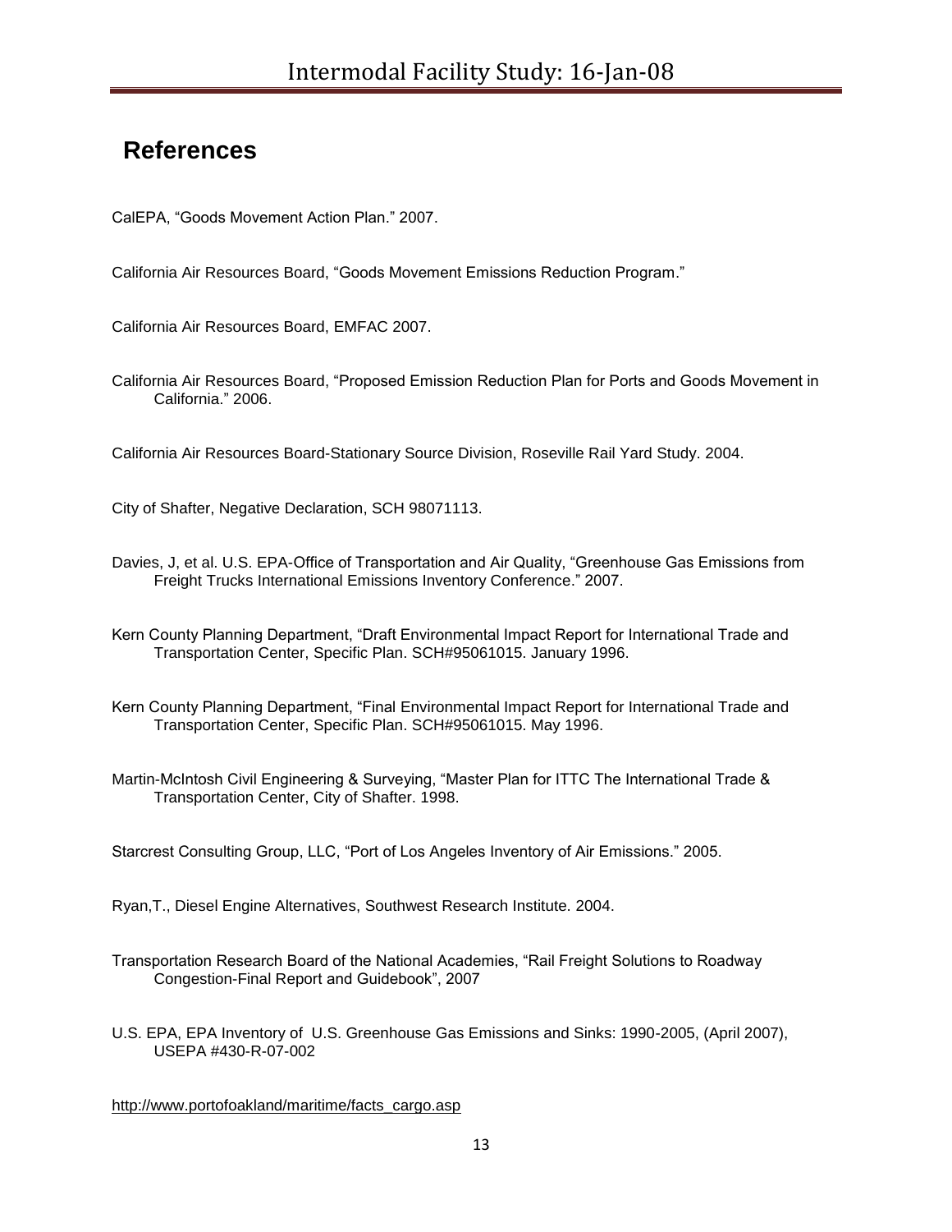# References

CalEPA, “Goods Movement Action Plan.” 2007.

California Air Resources Board, “Goods Movement Emissions Reduction Program.”

California Air Resources Board, EMFAC 2007.

California Air Resources Board, “Proposed Emission Reduction Plan for Ports and Goods Movement in California.” 2006.

California Air Resources Board-Stationary Source Division, Roseville Rail Yard Study. 2004.

City of Shafter, Negative Declaration, SCH 98071113.

Davies, J, et al. U.S. EPA-Office of Transportation and Air Quality, “Greenhouse Gas Emissions from Freight Trucks International Emissions Inventory Conference.” 2007.

Kern County Planning Department, “Draft Environmental Impact Report for International Trade and Transportation Center, Specific Plan. SCH#95061015. January 1996.

Kern County Planning Department, “Final Environmental Impact Report for International Trade and Transportation Center, Specific Plan. SCH#95061015. May 1996.

Martin-McIntosh Civil Engineering & Surveying, “Master Plan for ITTC The International Trade & Transportation Center, City of Shafter. 1998.

Starcrest Consulting Group, LLC, “Port of Los Angeles Inventory of Air Emissions.” 2005.

Ryan,T., Diesel Engine Alternatives, Southwest Research Institute. 2004.

Transportation Research Board of the National Academies, “Rail Freight Solutions to Roadway Congestion-Final Report and Guidebook”, 2007

U.S. EPA, EPA Inventory of U.S. Greenhouse Gas Emissions and Sinks: 1990-2005, (April 2007), USEPA #430-R-07-002

http://www.portofoakland/maritime/facts_cargo.asp